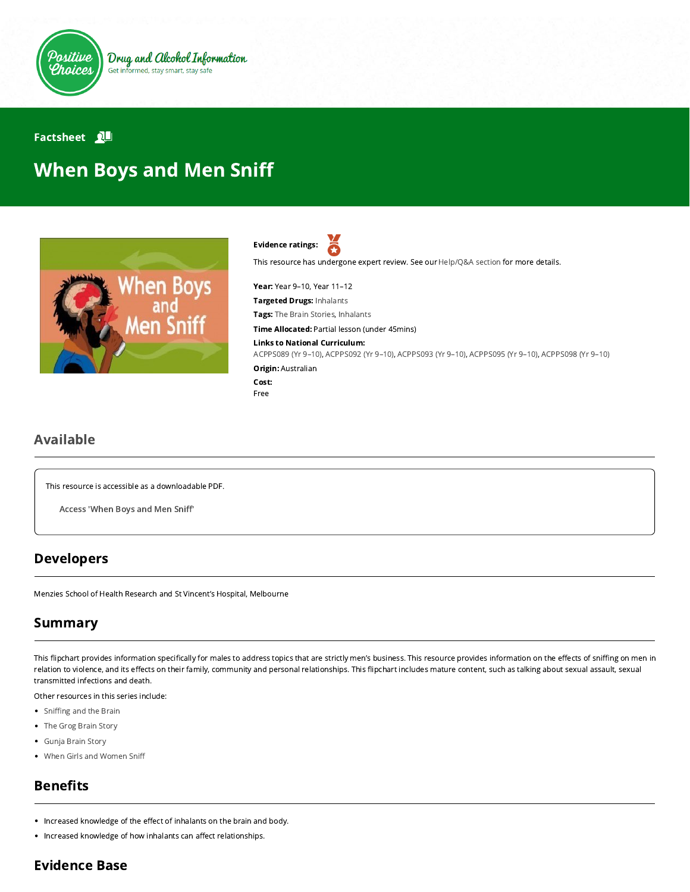Positive Choices — Drug and Alcohol Information — Get informed, stay smart, stay safe

Factsheet

# When Boys and Men Sniff

**Evidence ratings:**

This resource has undergone expert review. See our Help/Q&A section for more details.

**Year:** Year 9–10, Year 11–12

**Targeted Drugs:** Inhalants

**Tags:** The Brain Stories, Inhalants

**Time Allocated:** Partial lesson (under 45mins)

**Links to National Curriculum:**
ACPPS089 (Yr 9–10), ACPPS092 (Yr 9–10), ACPPS093 (Yr 9–10), ACPPS095 (Yr 9–10), ACPPS098 (Yr 9–10)

**Origin:** Australian

**Cost:**
Free

## Available

This resource is accessible as a downloadable PDF.

Access 'When Boys and Men Sniff'

## Developers

Menzies School of Health Research and St Vincent's Hospital, Melbourne

## Summary

This flipchart provides information specifically for males to address topics that are strictly men's business. This resource provides information on the effects of sniffing on men in relation to violence, and its effects on their family, community and personal relationships. This flipchart includes mature content, such as talking about sexual assault, sexual transmitted infections and death.

Other resources in this series include:

- Sniffing and the Brain
- The Grog Brain Story
- Gunja Brain Story
- When Girls and Women Sniff

## Benefits

- Increased knowledge of the effect of inhalants on the brain and body.
- Increased knowledge of how inhalants can affect relationships.

## Evidence Base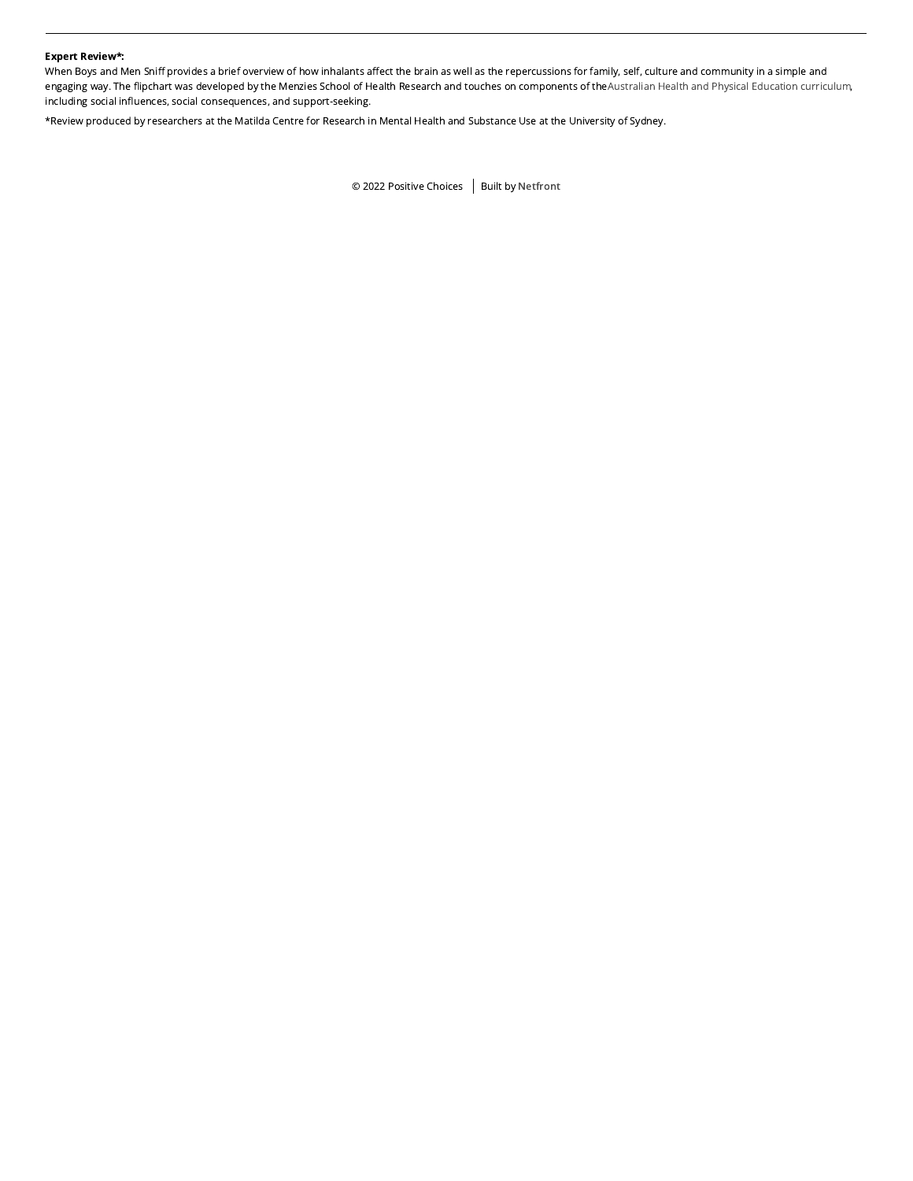**Expert Review*:**

When Boys and Men Sniff provides a brief overview of how inhalants affect the brain as well as the repercussions for family, self, culture and community in a simple and engaging way. The flipchart was developed by the Menzies School of Health Research and touches on components of the Australian Health and Physical Education curriculum, including social influences, social consequences, and support-seeking.

*Review produced by researchers at the Matilda Centre for Research in Mental Health and Substance Use at the University of Sydney.

© 2022 Positive Choices | Built by Netfront